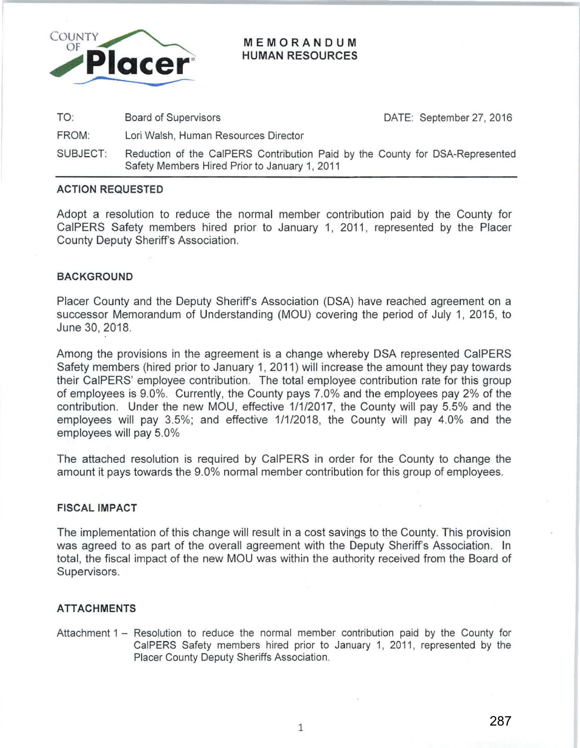COUNTY OF **Placer**

# MEMORANDUM
## HUMAN RESOURCES

TO: Board of Supervisors DATE: September 27, 2016

FROM: Lori Walsh, Human Resources Director

SUBJECT: Reduction of the CalPERS Contribution Paid by the County for DSA-Represented Safety Members Hired Prior to January 1, 2011

---

**ACTION REQUESTED**

Adopt a resolution to reduce the normal member contribution paid by the County for CalPERS Safety members hired prior to January 1, 2011, represented by the Placer County Deputy Sheriff's Association.

**BACKGROUND**

Placer County and the Deputy Sheriff's Association (DSA) have reached agreement on a successor Memorandum of Understanding (MOU) covering the period of July 1, 2015, to June 30, 2018.

Among the provisions in the agreement is a change whereby DSA represented CalPERS Safety members (hired prior to January 1, 2011) will increase the amount they pay towards their CalPERS' employee contribution. The total employee contribution rate for this group of employees is 9.0%. Currently, the County pays 7.0% and the employees pay 2% of the contribution. Under the new MOU, effective 1/1/2017, the County will pay 5.5% and the employees will pay 3.5%; and effective 1/1/2018, the County will pay 4.0% and the employees will pay 5.0%

The attached resolution is required by CalPERS in order for the County to change the amount it pays towards the 9.0% normal member contribution for this group of employees.

**FISCAL IMPACT**

The implementation of this change will result in a cost savings to the County. This provision was agreed to as part of the overall agreement with the Deputy Sheriff's Association. In total, the fiscal impact of the new MOU was within the authority received from the Board of Supervisors.

**ATTACHMENTS**

Attachment 1 – Resolution to reduce the normal member contribution paid by the County for CalPERS Safety members hired prior to January 1, 2011, represented by the Placer County Deputy Sheriffs Association.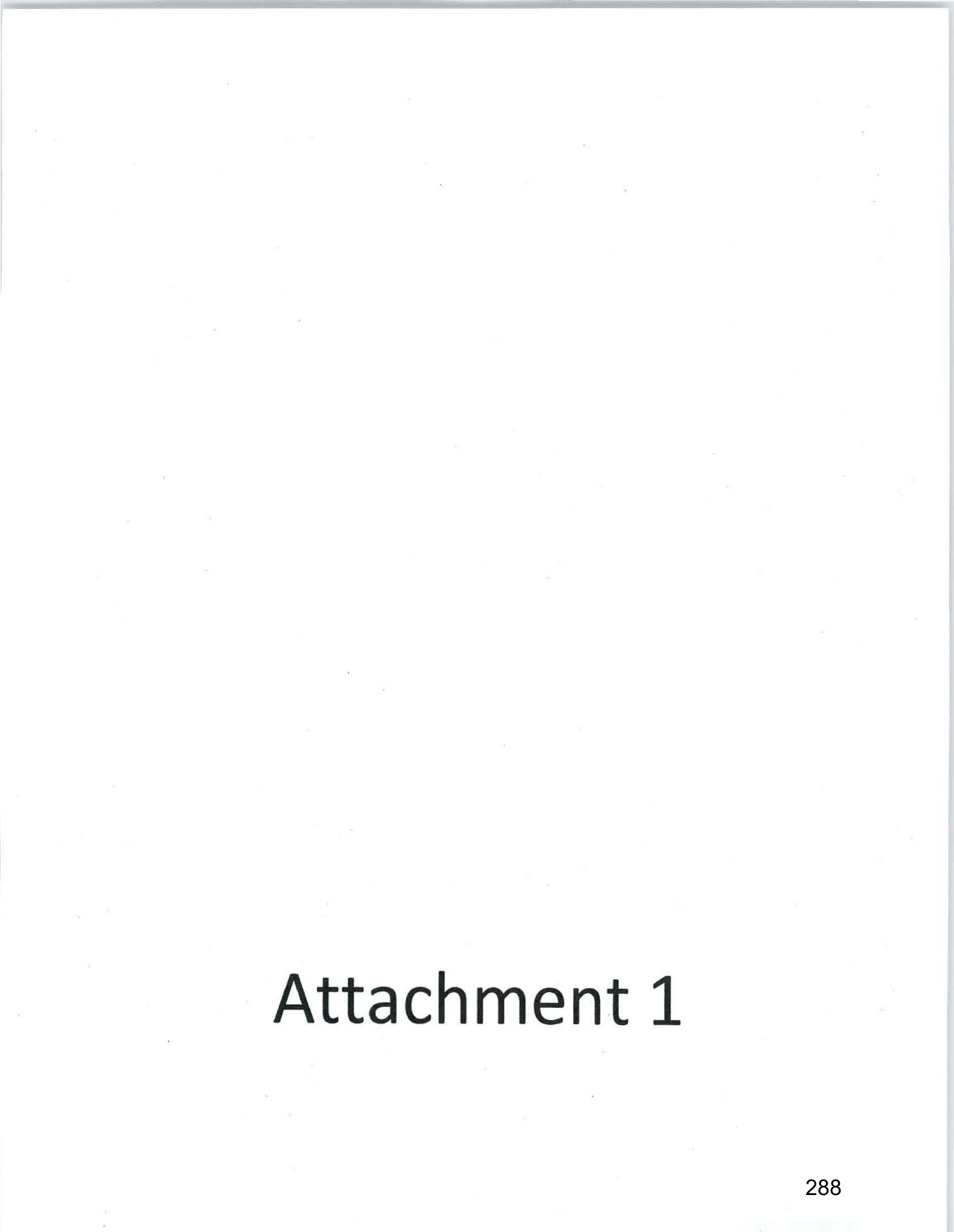# Attachment 1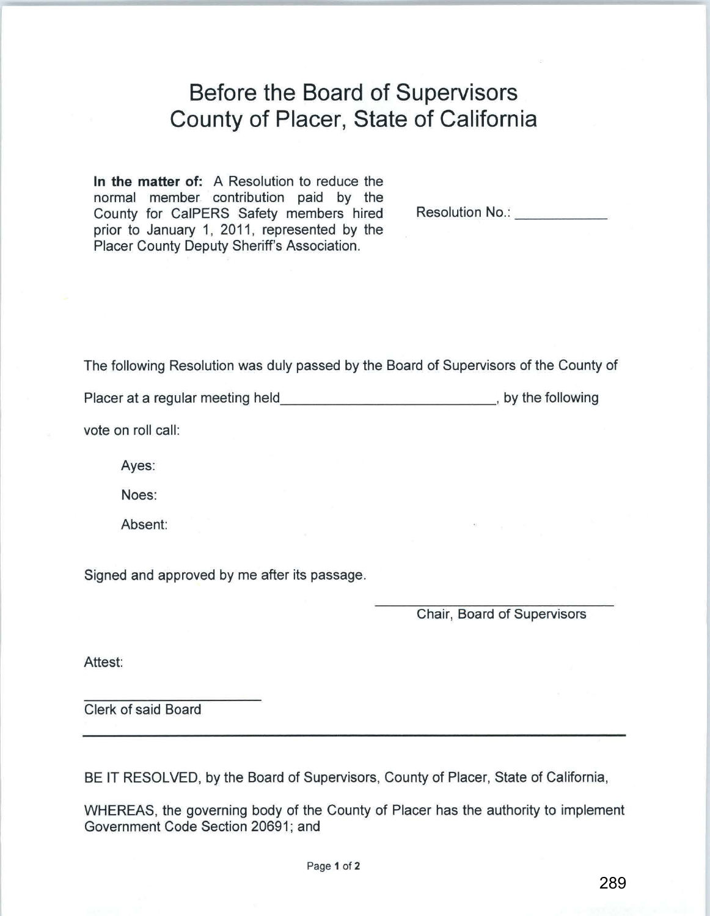# Before the Board of Supervisors
# County of Placer, State of California

**In the matter of:** A Resolution to reduce the normal member contribution paid by the County for CalPERS Safety members hired prior to January 1, 2011, represented by the Placer County Deputy Sheriff's Association.

Resolution No.: ___________

The following Resolution was duly passed by the Board of Supervisors of the County of Placer at a regular meeting held___________________________, by the following vote on roll call:

Ayes:

Noes:

Absent:

Signed and approved by me after its passage.

_____________________________
Chair, Board of Supervisors

Attest:

_____________________
Clerk of said Board

---

BE IT RESOLVED, by the Board of Supervisors, County of Placer, State of California,

WHEREAS, the governing body of the County of Placer has the authority to implement Government Code Section 20691; and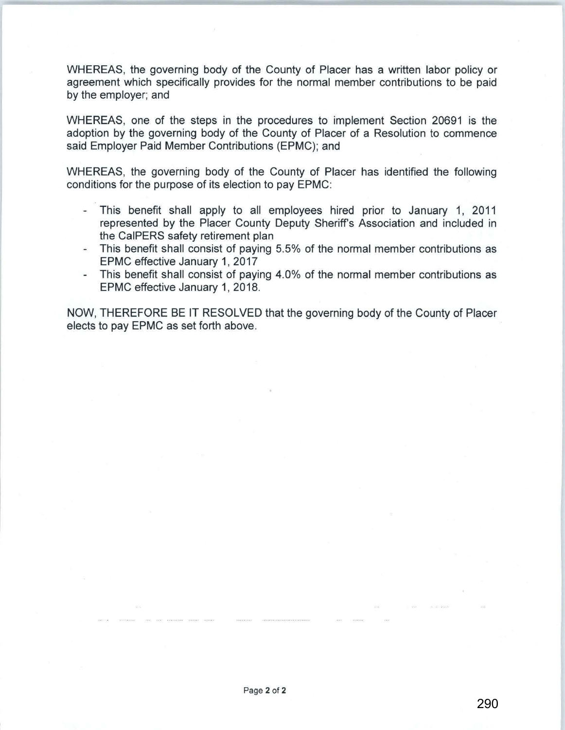WHEREAS, the governing body of the County of Placer has a written labor policy or agreement which specifically provides for the normal member contributions to be paid by the employer; and

WHEREAS, one of the steps in the procedures to implement Section 20691 is the adoption by the governing body of the County of Placer of a Resolution to commence said Employer Paid Member Contributions (EPMC); and

WHEREAS, the governing body of the County of Placer has identified the following conditions for the purpose of its election to pay EPMC:

- This benefit shall apply to all employees hired prior to January 1, 2011 represented by the Placer County Deputy Sheriff's Association and included in the CalPERS safety retirement plan
- This benefit shall consist of paying 5.5% of the normal member contributions as EPMC effective January 1, 2017
- This benefit shall consist of paying 4.0% of the normal member contributions as EPMC effective January 1, 2018.

NOW, THEREFORE BE IT RESOLVED that the governing body of the County of Placer elects to pay EPMC as set forth above.